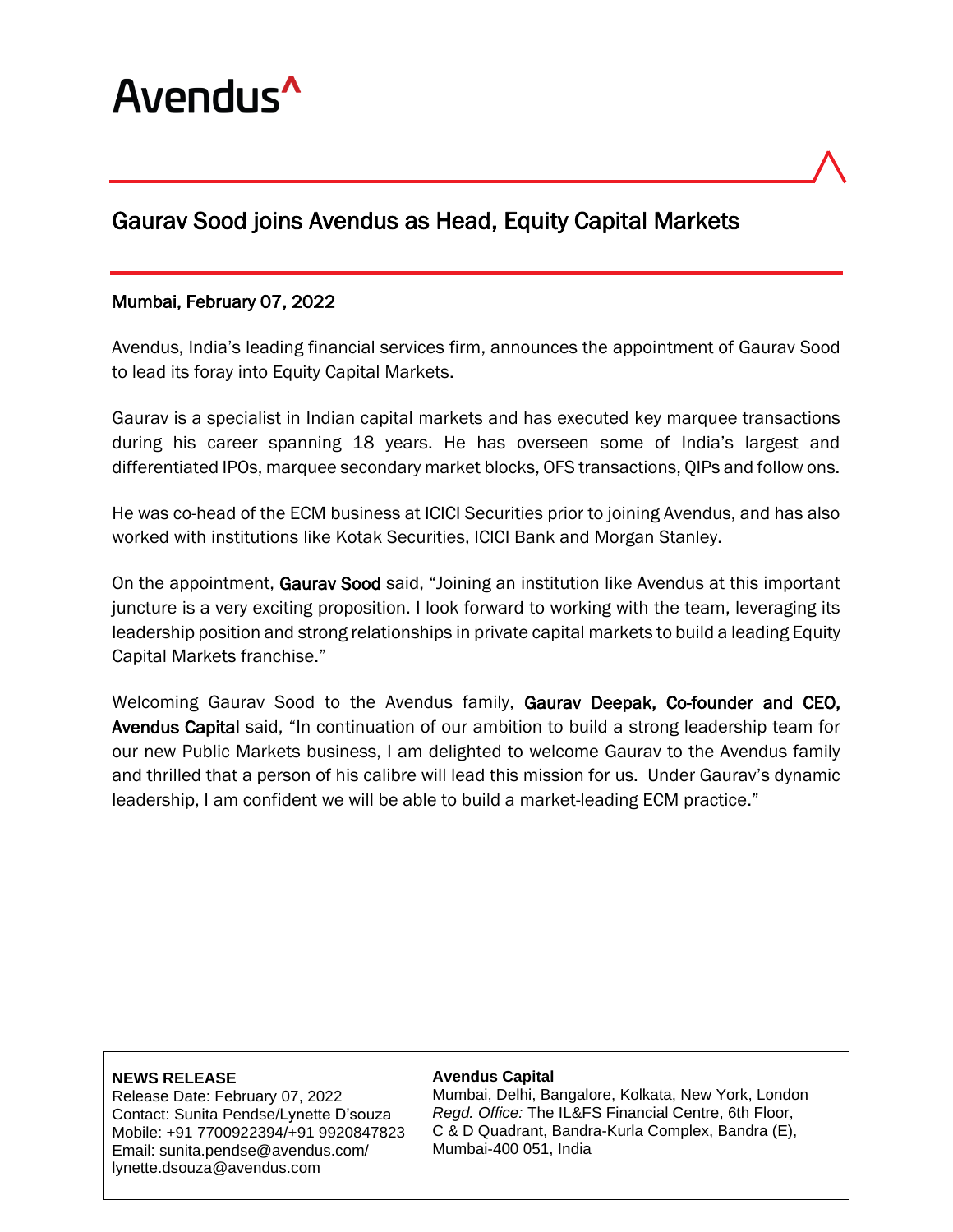Avendus^

# Gaurav Sood joins Avendus as Head, Equity Capital Markets

Mumbai, February 07, 2022

Avendus, India's leading financial services firm, announces the appointment of Gaurav Sood to lead its foray into Equity Capital Markets.

Gaurav is a specialist in Indian capital markets and has executed key marquee transactions during his career spanning 18 years. He has overseen some of India's largest and differentiated IPOs, marquee secondary market blocks, OFS transactions, QIPs and follow ons.

He was co-head of the ECM business at ICICI Securities prior to joining Avendus, and has also worked with institutions like Kotak Securities, ICICI Bank and Morgan Stanley.

On the appointment, **Gaurav Sood** said, "Joining an institution like Avendus at this important juncture is a very exciting proposition. I look forward to working with the team, leveraging its leadership position and strong relationships in private capital markets to build a leading Equity Capital Markets franchise."

Welcoming Gaurav Sood to the Avendus family, **Gaurav Deepak, Co-founder and CEO, Avendus Capital** said, "In continuation of our ambition to build a strong leadership team for our new Public Markets business, I am delighted to welcome Gaurav to the Avendus family and thrilled that a person of his calibre will lead this mission for us. Under Gaurav's dynamic leadership, I am confident we will be able to build a market-leading ECM practice."

**NEWS RELEASE**
Release Date: February 07, 2022
Contact: Sunita Pendse/Lynette D'souza
Mobile: +91 7700922394/+91 9920847823
Email: sunita.pendse@avendus.com/ lynette.dsouza@avendus.com

**Avendus Capital**
Mumbai, Delhi, Bangalore, Kolkata, New York, London
*Regd. Office:* The IL&FS Financial Centre, 6th Floor, C & D Quadrant, Bandra-Kurla Complex, Bandra (E), Mumbai-400 051, India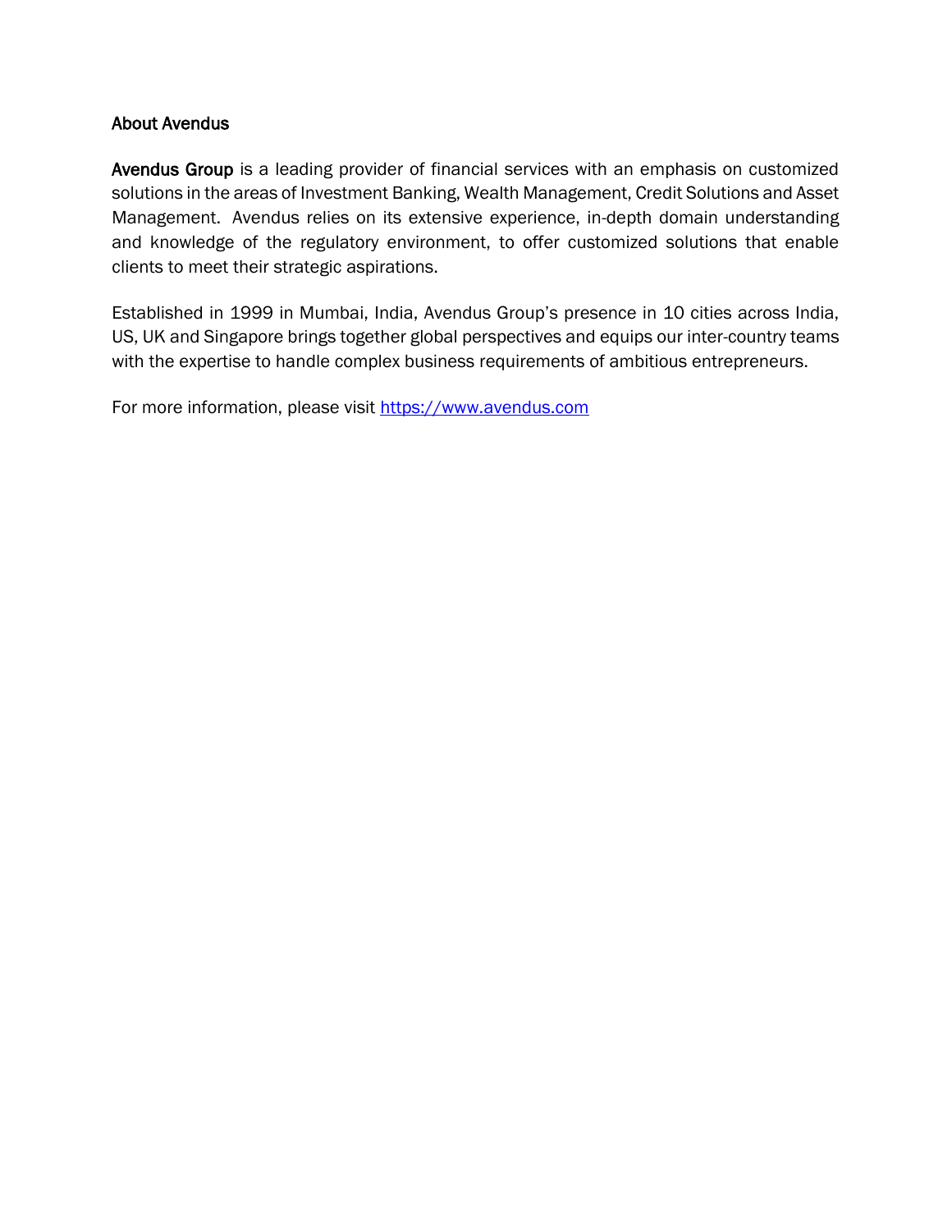## About Avendus

**Avendus Group** is a leading provider of financial services with an emphasis on customized solutions in the areas of Investment Banking, Wealth Management, Credit Solutions and Asset Management. Avendus relies on its extensive experience, in-depth domain understanding and knowledge of the regulatory environment, to offer customized solutions that enable clients to meet their strategic aspirations.

Established in 1999 in Mumbai, India, Avendus Group's presence in 10 cities across India, US, UK and Singapore brings together global perspectives and equips our inter-country teams with the expertise to handle complex business requirements of ambitious entrepreneurs.

For more information, please visit [https://www.avendus.com](https://www.avendus.com)